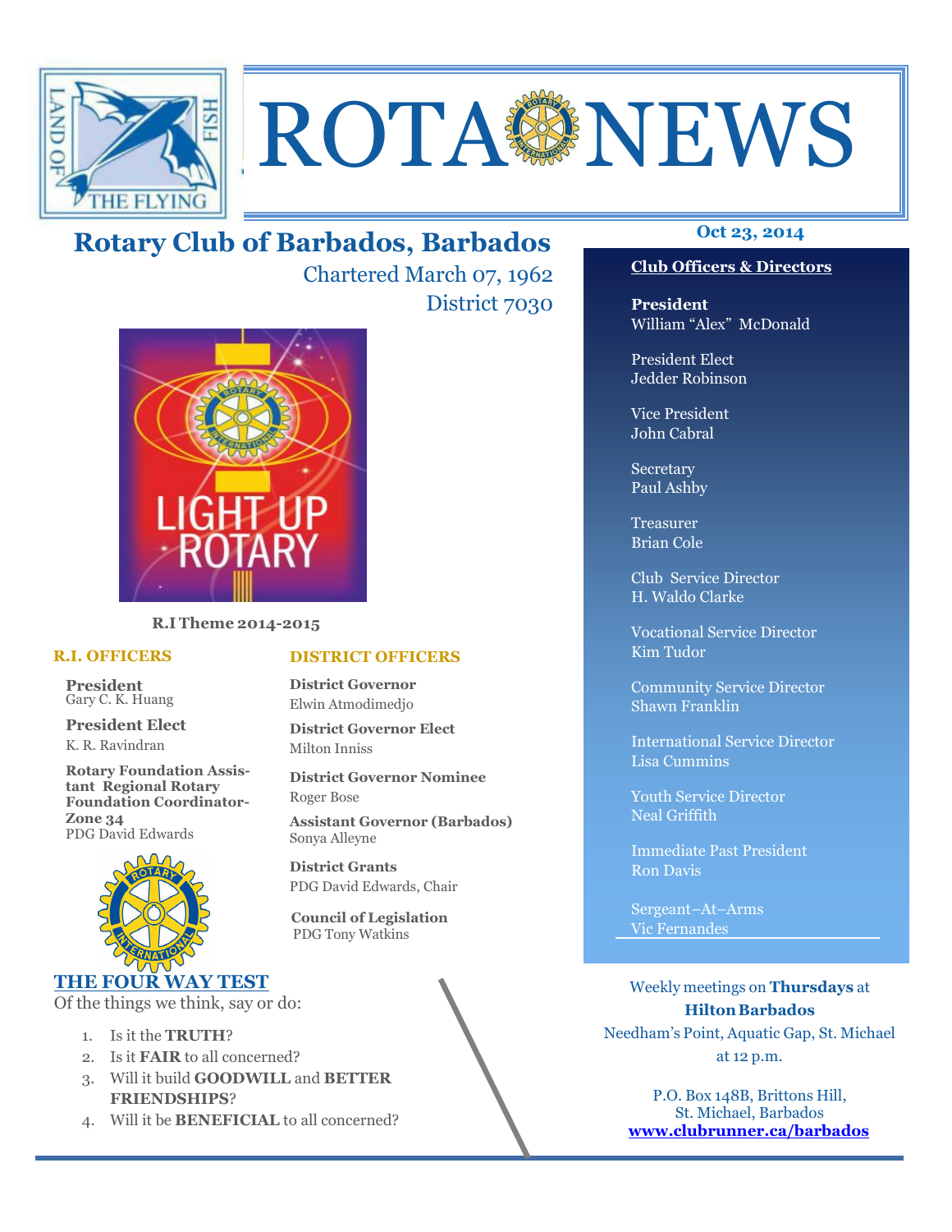# ROTA NEWS

## Rotary Club of Barbados, Barbados

Chartered March 07, 1962

District 7030

**R.I Theme 2014-2015**

### R.I. OFFICERS

**President**
Gary C. K. Huang

**President Elect**
K. R. Ravindran

**Rotary Foundation Assistant Regional Rotary Foundation Coordinator-Zone 34**
PDG David Edwards

### DISTRICT OFFICERS

**District Governor**
Elwin Atmodimedjo

**District Governor Elect**
Milton Inniss

**District Governor Nominee**
Roger Bose

**Assistant Governor (Barbados)**
Sonya Alleyne

**District Grants**
PDG David Edwards, Chair

**Council of Legislation**
PDG Tony Watkins

### THE FOUR WAY TEST

Of the things we think, say or do:

1. Is it the **TRUTH**?
2. Is it **FAIR** to all concerned?
3. Will it build **GOODWILL** and **BETTER FRIENDSHIPS**?
4. Will it be **BENEFICIAL** to all concerned?

**Oct 23, 2014**

### Club Officers & Directors

**President**
William "Alex" McDonald

President Elect
Jedder Robinson

Vice President
John Cabral

Secretary
Paul Ashby

Treasurer
Brian Cole

Club Service Director
H. Waldo Clarke

Vocational Service Director
Kim Tudor

Community Service Director
Shawn Franklin

International Service Director
Lisa Cummins

Youth Service Director
Neal Griffith

Immediate Past President
Ron Davis

Sergeant–At–Arms
Vic Fernandes

Weekly meetings on **Thursdays** at **Hilton Barbados**
Needham's Point, Aquatic Gap, St. Michael
at 12 p.m.

P.O. Box 148B, Brittons Hill,
St. Michael, Barbados
**www.clubrunner.ca/barbados**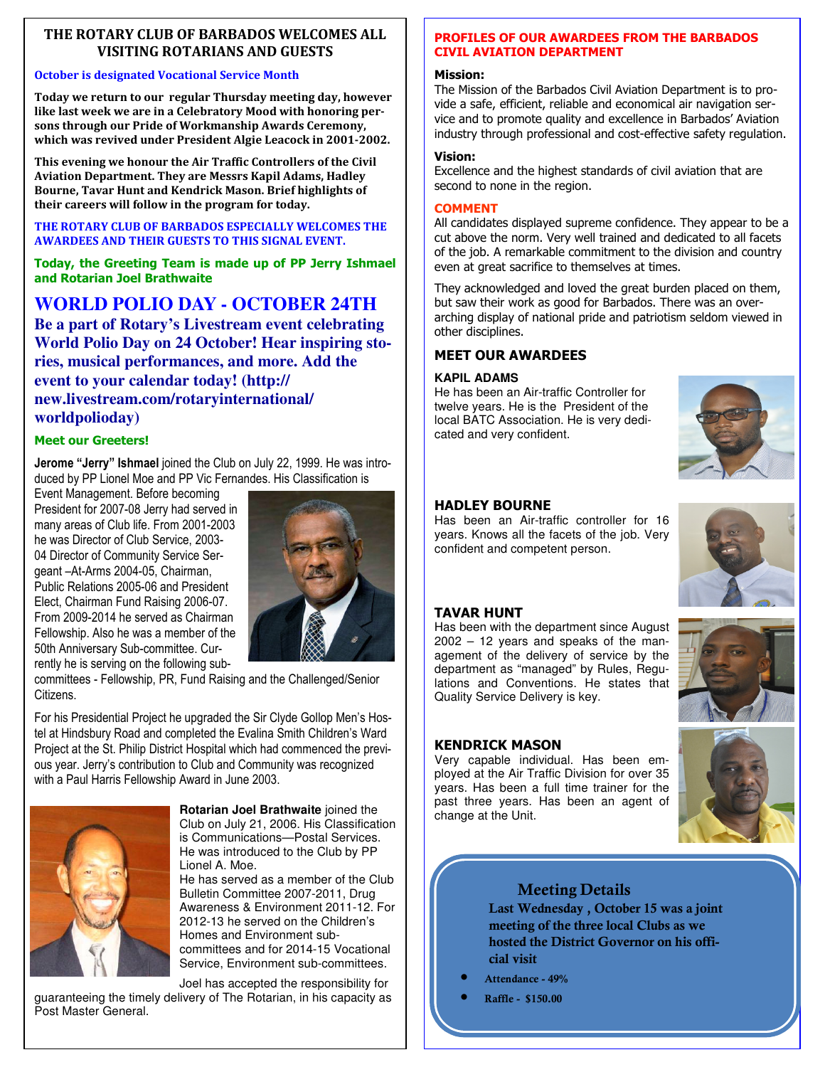## THE ROTARY CLUB OF BARBADOS WELCOMES ALL VISITING ROTARIANS AND GUESTS

**October is designated Vocational Service Month**

**Today we return to our regular Thursday meeting day, however like last week we are in a Celebratory Mood with honoring persons through our Pride of Workmanship Awards Ceremony, which was revived under President Algie Leacock in 2001-2002.**

**This evening we honour the Air Traffic Controllers of the Civil Aviation Department. They are Messrs Kapil Adams, Hadley Bourne, Tavar Hunt and Kendrick Mason. Brief highlights of their careers will follow in the program for today.**

**THE ROTARY CLUB OF BARBADOS ESPECIALLY WELCOMES THE AWARDEES AND THEIR GUESTS TO THIS SIGNAL EVENT.**

**Today, the Greeting Team is made up of PP Jerry Ishmael and Rotarian Joel Brathwaite**

## WORLD POLIO DAY - OCTOBER 24TH

**Be a part of Rotary's Livestream event celebrating World Polio Day on 24 October! Hear inspiring stories, musical performances, and more. Add the event to your calendar today! (http://new.livestream.com/rotaryinternational/worldpolioday)**

### Meet our Greeters!

**Jerome "Jerry" Ishmael** joined the Club on July 22, 1999. He was introduced by PP Lionel Moe and PP Vic Fernandes. His Classification is Event Management. Before becoming President for 2007-08 Jerry had served in many areas of Club life. From 2001-2003 he was Director of Club Service, 2003-04 Director of Community Service Sergeant –At-Arms 2004-05, Chairman, Public Relations 2005-06 and President Elect, Chairman Fund Raising 2006-07. From 2009-2014 he served as Chairman Fellowship. Also he was a member of the 50th Anniversary Sub-committee. Currently he is serving on the following sub-committees - Fellowship, PR, Fund Raising and the Challenged/Senior Citizens.

For his Presidential Project he upgraded the Sir Clyde Gollop Men's Hostel at Hindsbury Road and completed the Evalina Smith Children's Ward Project at the St. Philip District Hospital which had commenced the previous year. Jerry's contribution to Club and Community was recognized with a Paul Harris Fellowship Award in June 2003.

**Rotarian Joel Brathwaite** joined the Club on July 21, 2006. His Classification is Communications—Postal Services. He was introduced to the Club by PP Lionel A. Moe.
He has served as a member of the Club Bulletin Committee 2007-2011, Drug Awareness & Environment 2011-12. For 2012-13 he served on the Children's Homes and Environment sub-committees and for 2014-15 Vocational Service, Environment sub-committees.

Joel has accepted the responsibility for guaranteeing the timely delivery of The Rotarian, in his capacity as Post Master General.

## PROFILES OF OUR AWARDEES FROM THE BARBADOS CIVIL AVIATION DEPARTMENT

**Mission:**
The Mission of the Barbados Civil Aviation Department is to provide a safe, efficient, reliable and economical air navigation service and to promote quality and excellence in Barbados' Aviation industry through professional and cost-effective safety regulation.

**Vision:**
Excellence and the highest standards of civil aviation that are second to none in the region.

**COMMENT**
All candidates displayed supreme confidence. They appear to be a cut above the norm. Very well trained and dedicated to all facets of the job. A remarkable commitment to the division and country even at great sacrifice to themselves at times.

They acknowledged and loved the great burden placed on them, but saw their work as good for Barbados. There was an overarching display of national pride and patriotism seldom viewed in other disciplines.

### MEET OUR AWARDEES

**KAPIL ADAMS**
He has been an Air-traffic Controller for twelve years. He is the President of the local BATC Association. He is very dedicated and very confident.

**HADLEY BOURNE**
Has been an Air-traffic controller for 16 years. Knows all the facets of the job. Very confident and competent person.

**TAVAR HUNT**
Has been with the department since August 2002 – 12 years and speaks of the management of the delivery of service by the department as "managed" by Rules, Regulations and Conventions. He states that Quality Service Delivery is key.

**KENDRICK MASON**
Very capable individual. Has been employed at the Air Traffic Division for over 35 years. Has been a full time trainer for the past three years. Has been an agent of change at the Unit.

### Meeting Details

**Last Wednesday , October 15 was a joint meeting of the three local Clubs as we hosted the District Governor on his official visit**

- **Attendance - 49%**
- **Raffle - $150.00**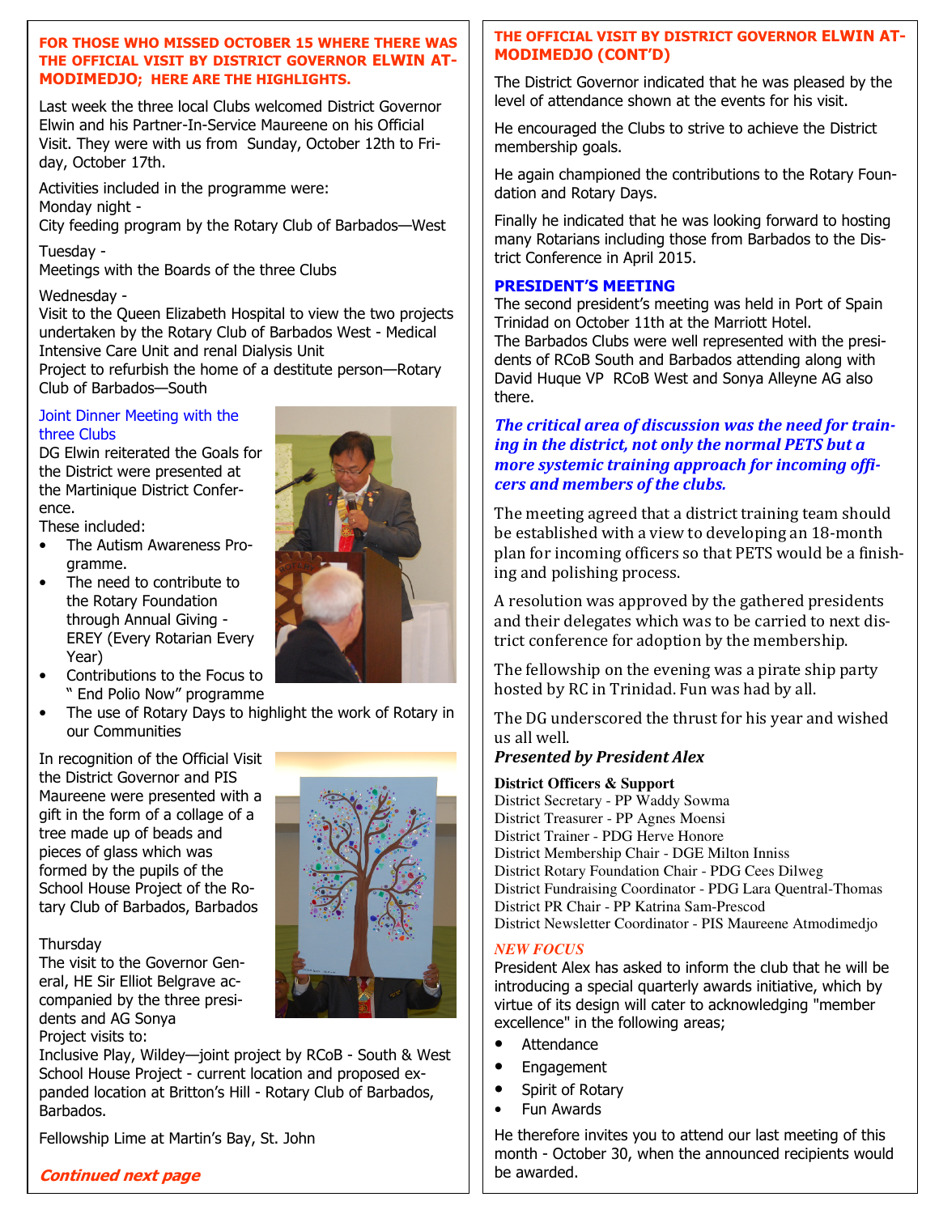**FOR THOSE WHO MISSED OCTOBER 15 WHERE THERE WAS THE OFFICIAL VISIT BY DISTRICT GOVERNOR ELWIN ATMODIMEDJO; HERE ARE THE HIGHLIGHTS.**

Last week the three local Clubs welcomed District Governor Elwin and his Partner-In-Service Maureene on his Official Visit. They were with us from Sunday, October 12th to Friday, October 17th.

Activities included in the programme were:
Monday night -
City feeding program by the Rotary Club of Barbados—West

Tuesday -
Meetings with the Boards of the three Clubs

Wednesday -
Visit to the Queen Elizabeth Hospital to view the two projects undertaken by the Rotary Club of Barbados West - Medical Intensive Care Unit and renal Dialysis Unit
Project to refurbish the home of a destitute person—Rotary Club of Barbados—South

Joint Dinner Meeting with the three Clubs
DG Elwin reiterated the Goals for the District were presented at the Martinique District Conference.
These included:

- The Autism Awareness Programme.
- The need to contribute to the Rotary Foundation through Annual Giving - EREY (Every Rotarian Every Year)
- Contributions to the Focus to " End Polio Now" programme
- The use of Rotary Days to highlight the work of Rotary in our Communities

In recognition of the Official Visit the District Governor and PIS Maureene were presented with a gift in the form of a collage of a tree made up of beads and pieces of glass which was formed by the pupils of the School House Project of the Rotary Club of Barbados, Barbados

Thursday
The visit to the Governor General, HE Sir Elliot Belgrave accompanied by the three presidents and AG Sonya
Project visits to:
Inclusive Play, Wildey—joint project by RCoB - South & West
School House Project - current location and proposed expanded location at Britton's Hill - Rotary Club of Barbados, Barbados.

Fellowship Lime at Martin's Bay, St. John

***Continued next page***

**THE OFFICIAL VISIT BY DISTRICT GOVERNOR ELWIN ATMODIMEDJO (CONT'D)**

The District Governor indicated that he was pleased by the level of attendance shown at the events for his visit.

He encouraged the Clubs to strive to achieve the District membership goals.

He again championed the contributions to the Rotary Foundation and Rotary Days.

Finally he indicated that he was looking forward to hosting many Rotarians including those from Barbados to the District Conference in April 2015.

**PRESIDENT'S MEETING**

The second president's meeting was held in Port of Spain Trinidad on October 11th at the Marriott Hotel.
The Barbados Clubs were well represented with the presidents of RCoB South and Barbados attending along with David Huque VP RCoB West and Sonya Alleyne AG also there.

***The critical area of discussion was the need for training in the district, not only the normal PETS but a more systemic training approach for incoming officers and members of the clubs.***

The meeting agreed that a district training team should be established with a view to developing an 18-month plan for incoming officers so that PETS would be a finishing and polishing process.

A resolution was approved by the gathered presidents and their delegates which was to be carried to next district conference for adoption by the membership.

The fellowship on the evening was a pirate ship party hosted by RC in Trinidad. Fun was had by all.

The DG underscored the thrust for his year and wished us all well.
***Presented by President Alex***

**District Officers & Support**
District Secretary - PP Waddy Sowma
District Treasurer - PP Agnes Moensi
District Trainer - PDG Herve Honore
District Membership Chair - DGE Milton Inniss
District Rotary Foundation Chair - PDG Cees Dilweg
District Fundraising Coordinator - PDG Lara Quentral-Thomas
District PR Chair - PP Katrina Sam-Prescod
District Newsletter Coordinator - PIS Maureene Atmodimedjo

*NEW FOCUS*

President Alex has asked to inform the club that he will be introducing a special quarterly awards initiative, which by virtue of its design will cater to acknowledging "member excellence" in the following areas;

- Attendance
- Engagement
- Spirit of Rotary
- Fun Awards

He therefore invites you to attend our last meeting of this month - October 30, when the announced recipients would be awarded.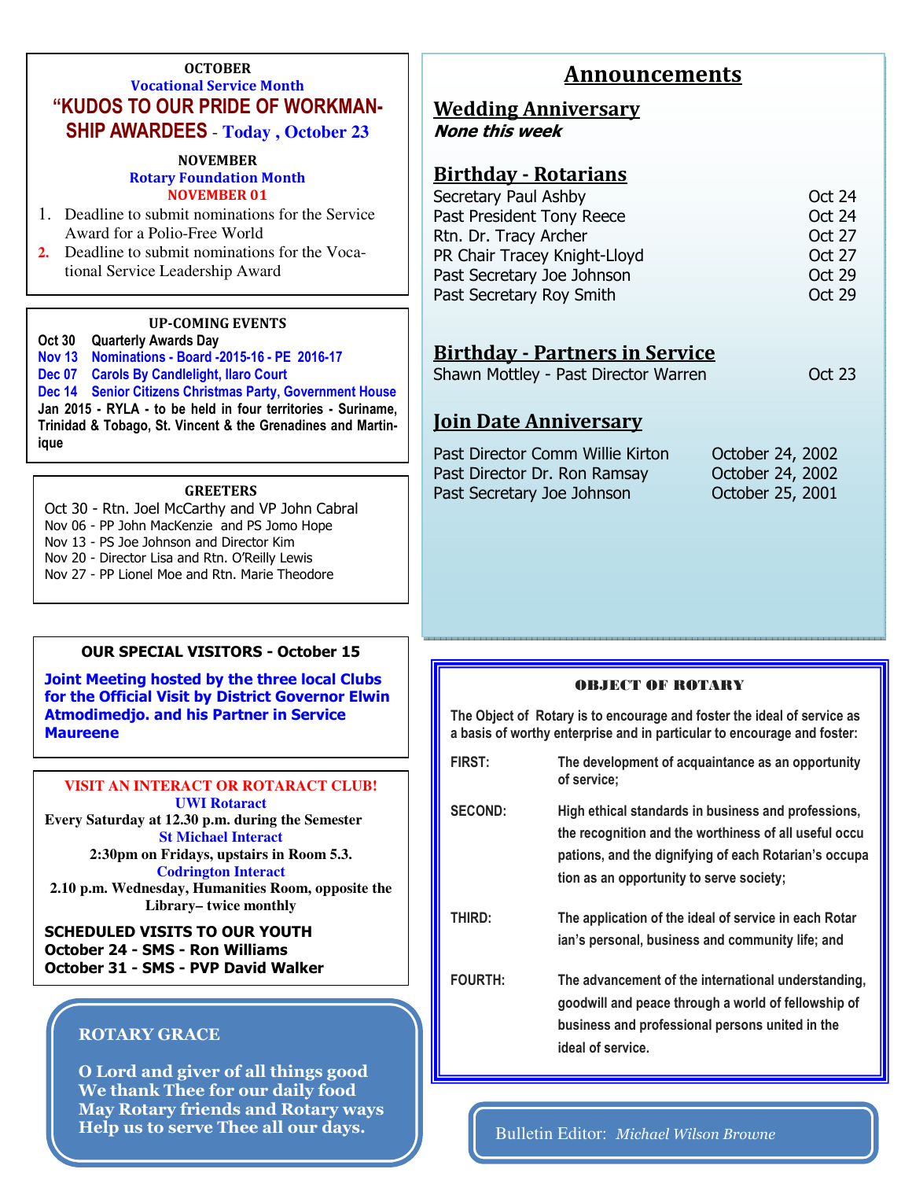**OCTOBER**

**Vocational Service Month**

## "KUDOS TO OUR PRIDE OF WORKMANSHIP AWARDEES - Today , October 23

**NOVEMBER**

**Rotary Foundation Month**

**NOVEMBER 01**

1. Deadline to submit nominations for the Service Award for a Polio-Free World
2. Deadline to submit nominations for the Vocational Service Leadership Award

**UP-COMING EVENTS**

**Oct 30** Quarterly Awards Day
**Nov 13** Nominations - Board -2015-16 - PE 2016-17
**Dec 07** Carols By Candlelight, Ilaro Court
**Dec 14** Senior Citizens Christmas Party, Government House
**Jan 2015 - RYLA - to be held in four territories - Suriname, Trinidad & Tobago, St. Vincent & the Grenadines and Martinique**

**GREETERS**

Oct 30 - Rtn. Joel McCarthy and VP John Cabral
Nov 06 - PP John MacKenzie and PS Jomo Hope
Nov 13 - PS Joe Johnson and Director Kim
Nov 20 - Director Lisa and Rtn. O'Reilly Lewis
Nov 27 - PP Lionel Moe and Rtn. Marie Theodore

**OUR SPECIAL VISITORS - October 15**

**Joint Meeting hosted by the three local Clubs for the Official Visit by District Governor Elwin Atmodimedjo. and his Partner in Service Maureene**

**VISIT AN INTERACT OR ROTARACT CLUB!**

**UWI Rotaract**
**Every Saturday at 12.30 p.m. during the Semester**

**St Michael Interact**
**2:30pm on Fridays, upstairs in Room 5.3.**

**Codrington Interact**
**2.10 p.m. Wednesday, Humanities Room, opposite the Library– twice monthly**

**SCHEDULED VISITS TO OUR YOUTH**
**October 24 - SMS - Ron Williams**
**October 31 - SMS - PVP David Walker**

**ROTARY GRACE**

**O Lord and giver of all things good**
**We thank Thee for our daily food**
**May Rotary friends and Rotary ways**
**Help us to serve Thee all our days.**

# Announcements

## Wedding Anniversary

***None this week***

## Birthday - Rotarians

| | |
|---|---|
| Secretary Paul Ashby | Oct 24 |
| Past President Tony Reece | Oct 24 |
| Rtn. Dr. Tracy Archer | Oct 27 |
| PR Chair Tracey Knight-Lloyd | Oct 27 |
| Past Secretary Joe Johnson | Oct 29 |
| Past Secretary Roy Smith | Oct 29 |

## Birthday - Partners in Service

| | |
|---|---|
| Shawn Mottley - Past Director Warren | Oct 23 |

## Join Date Anniversary

| | |
|---|---|
| Past Director Comm Willie Kirton | October 24, 2002 |
| Past Director Dr. Ron Ramsay | October 24, 2002 |
| Past Secretary Joe Johnson | October 25, 2001 |

**OBJECT OF ROTARY**

**The Object of Rotary is to encourage and foster the ideal of service as a basis of worthy enterprise and in particular to encourage and foster:**

**FIRST:** The development of acquaintance as an opportunity of service;

**SECOND:** High ethical standards in business and professions, the recognition and the worthiness of all useful occupations, and the dignifying of each Rotarian's occupation as an opportunity to serve society;

**THIRD:** The application of the ideal of service in each Rotarian's personal, business and community life; and

**FOURTH:** The advancement of the international understanding, goodwill and peace through a world of fellowship of business and professional persons united in the ideal of service.

Bulletin Editor: *Michael Wilson Browne*